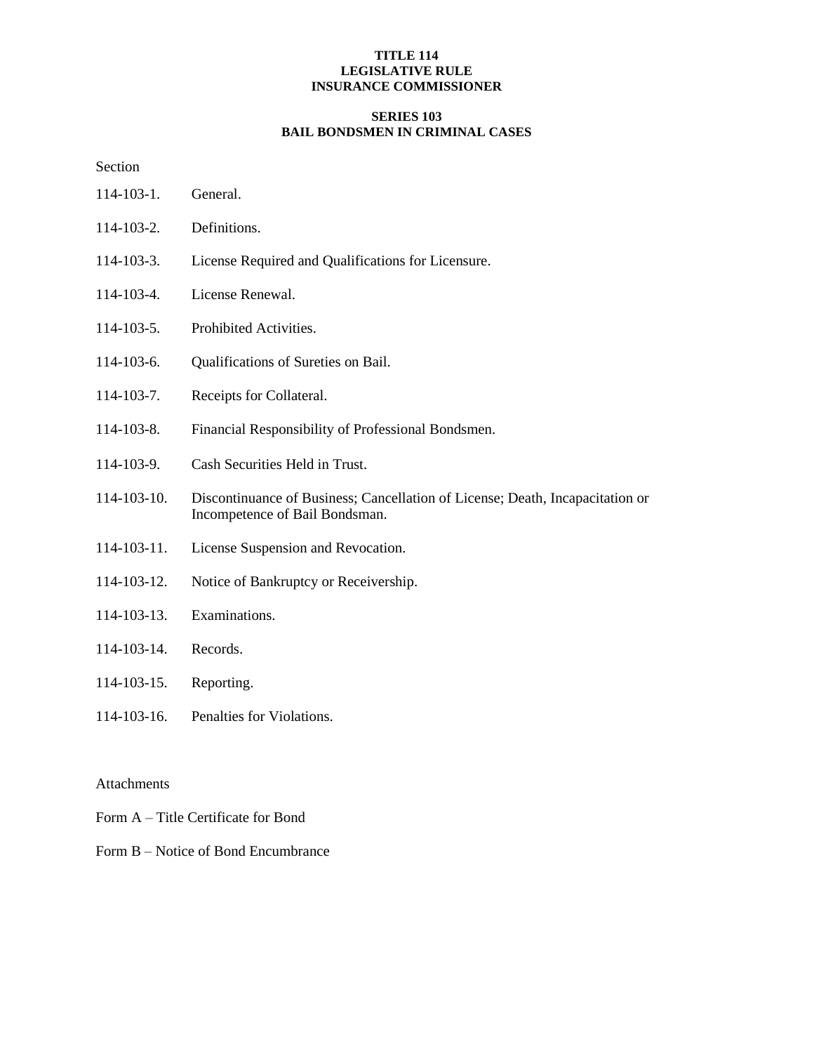**TITLE 114**
**LEGISLATIVE RULE**
**INSURANCE COMMISSIONER**

**SERIES 103**
**BAIL BONDSMEN IN CRIMINAL CASES**

Section

114-103-1. General.

114-103-2. Definitions.

114-103-3. License Required and Qualifications for Licensure.

114-103-4. License Renewal.

114-103-5. Prohibited Activities.

114-103-6. Qualifications of Sureties on Bail.

114-103-7. Receipts for Collateral.

114-103-8. Financial Responsibility of Professional Bondsmen.

114-103-9. Cash Securities Held in Trust.

114-103-10. Discontinuance of Business; Cancellation of License; Death, Incapacitation or Incompetence of Bail Bondsman.

114-103-11. License Suspension and Revocation.

114-103-12. Notice of Bankruptcy or Receivership.

114-103-13. Examinations.

114-103-14. Records.

114-103-15. Reporting.

114-103-16. Penalties for Violations.

Attachments

Form A – Title Certificate for Bond

Form B – Notice of Bond Encumbrance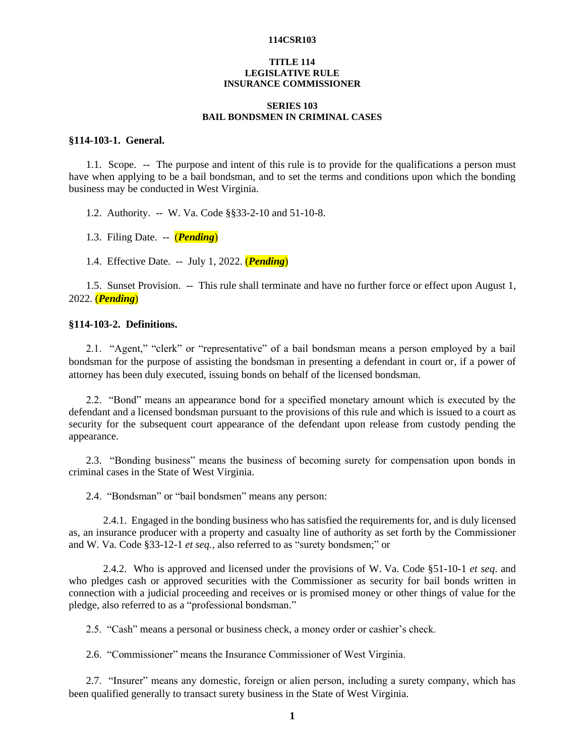**114CSR103**

**TITLE 114**
**LEGISLATIVE RULE**
**INSURANCE COMMISSIONER**

**SERIES 103**
**BAIL BONDSMEN IN CRIMINAL CASES**

**§114-103-1. General.**

1.1. Scope. -- The purpose and intent of this rule is to provide for the qualifications a person must have when applying to be a bail bondsman, and to set the terms and conditions upon which the bonding business may be conducted in West Virginia.

1.2. Authority. -- W. Va. Code §§33-2-10 and 51-10-8.

1.3. Filing Date. -- (***Pending***)

1.4. Effective Date. -- July 1, 2022. (***Pending***)

1.5. Sunset Provision. -- This rule shall terminate and have no further force or effect upon August 1, 2022. (***Pending***)

**§114-103-2. Definitions.**

2.1. "Agent," "clerk" or "representative" of a bail bondsman means a person employed by a bail bondsman for the purpose of assisting the bondsman in presenting a defendant in court or, if a power of attorney has been duly executed, issuing bonds on behalf of the licensed bondsman.

2.2. "Bond" means an appearance bond for a specified monetary amount which is executed by the defendant and a licensed bondsman pursuant to the provisions of this rule and which is issued to a court as security for the subsequent court appearance of the defendant upon release from custody pending the appearance.

2.3. "Bonding business" means the business of becoming surety for compensation upon bonds in criminal cases in the State of West Virginia.

2.4. "Bondsman" or "bail bondsmen" means any person:

2.4.1. Engaged in the bonding business who has satisfied the requirements for, and is duly licensed as, an insurance producer with a property and casualty line of authority as set forth by the Commissioner and W. Va. Code §33-12-1 *et seq.*, also referred to as "surety bondsmen;" or

2.4.2. Who is approved and licensed under the provisions of W. Va. Code §51-10-1 *et seq*. and who pledges cash or approved securities with the Commissioner as security for bail bonds written in connection with a judicial proceeding and receives or is promised money or other things of value for the pledge, also referred to as a "professional bondsman."

2.5. "Cash" means a personal or business check, a money order or cashier's check.

2.6. "Commissioner" means the Insurance Commissioner of West Virginia.

2.7. "Insurer" means any domestic, foreign or alien person, including a surety company, which has been qualified generally to transact surety business in the State of West Virginia.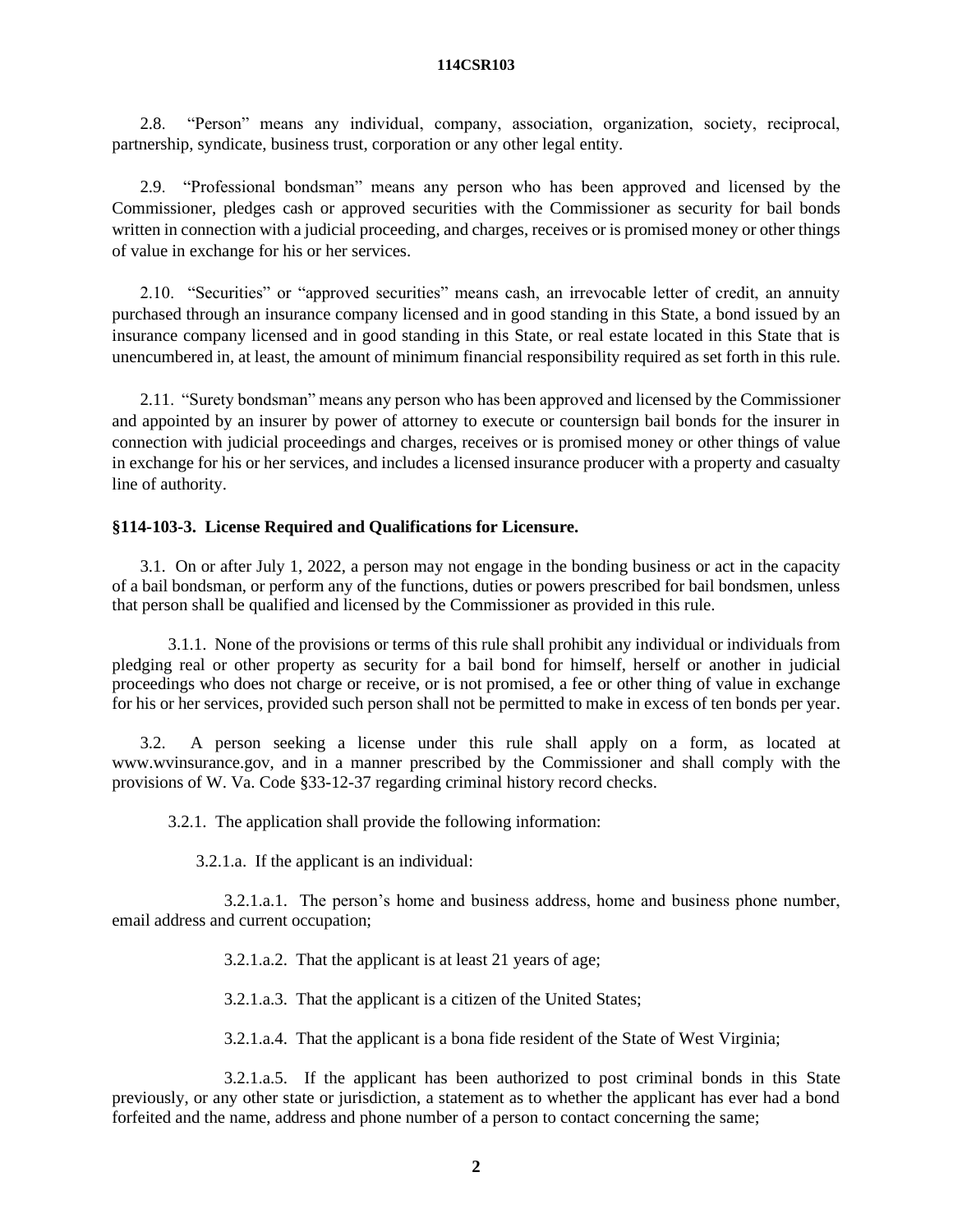2.8. "Person" means any individual, company, association, organization, society, reciprocal, partnership, syndicate, business trust, corporation or any other legal entity.

2.9. "Professional bondsman" means any person who has been approved and licensed by the Commissioner, pledges cash or approved securities with the Commissioner as security for bail bonds written in connection with a judicial proceeding, and charges, receives or is promised money or other things of value in exchange for his or her services.

2.10. "Securities" or "approved securities" means cash, an irrevocable letter of credit, an annuity purchased through an insurance company licensed and in good standing in this State, a bond issued by an insurance company licensed and in good standing in this State, or real estate located in this State that is unencumbered in, at least, the amount of minimum financial responsibility required as set forth in this rule.

2.11. "Surety bondsman" means any person who has been approved and licensed by the Commissioner and appointed by an insurer by power of attorney to execute or countersign bail bonds for the insurer in connection with judicial proceedings and charges, receives or is promised money or other things of value in exchange for his or her services, and includes a licensed insurance producer with a property and casualty line of authority.

**§114-103-3. License Required and Qualifications for Licensure.**

3.1. On or after July 1, 2022, a person may not engage in the bonding business or act in the capacity of a bail bondsman, or perform any of the functions, duties or powers prescribed for bail bondsmen, unless that person shall be qualified and licensed by the Commissioner as provided in this rule.

3.1.1. None of the provisions or terms of this rule shall prohibit any individual or individuals from pledging real or other property as security for a bail bond for himself, herself or another in judicial proceedings who does not charge or receive, or is not promised, a fee or other thing of value in exchange for his or her services, provided such person shall not be permitted to make in excess of ten bonds per year.

3.2. A person seeking a license under this rule shall apply on a form, as located at www.wvinsurance.gov, and in a manner prescribed by the Commissioner and shall comply with the provisions of W. Va. Code §33-12-37 regarding criminal history record checks.

3.2.1. The application shall provide the following information:

3.2.1.a. If the applicant is an individual:

3.2.1.a.1. The person's home and business address, home and business phone number, email address and current occupation;

3.2.1.a.2. That the applicant is at least 21 years of age;

3.2.1.a.3. That the applicant is a citizen of the United States;

3.2.1.a.4. That the applicant is a bona fide resident of the State of West Virginia;

3.2.1.a.5. If the applicant has been authorized to post criminal bonds in this State previously, or any other state or jurisdiction, a statement as to whether the applicant has ever had a bond forfeited and the name, address and phone number of a person to contact concerning the same;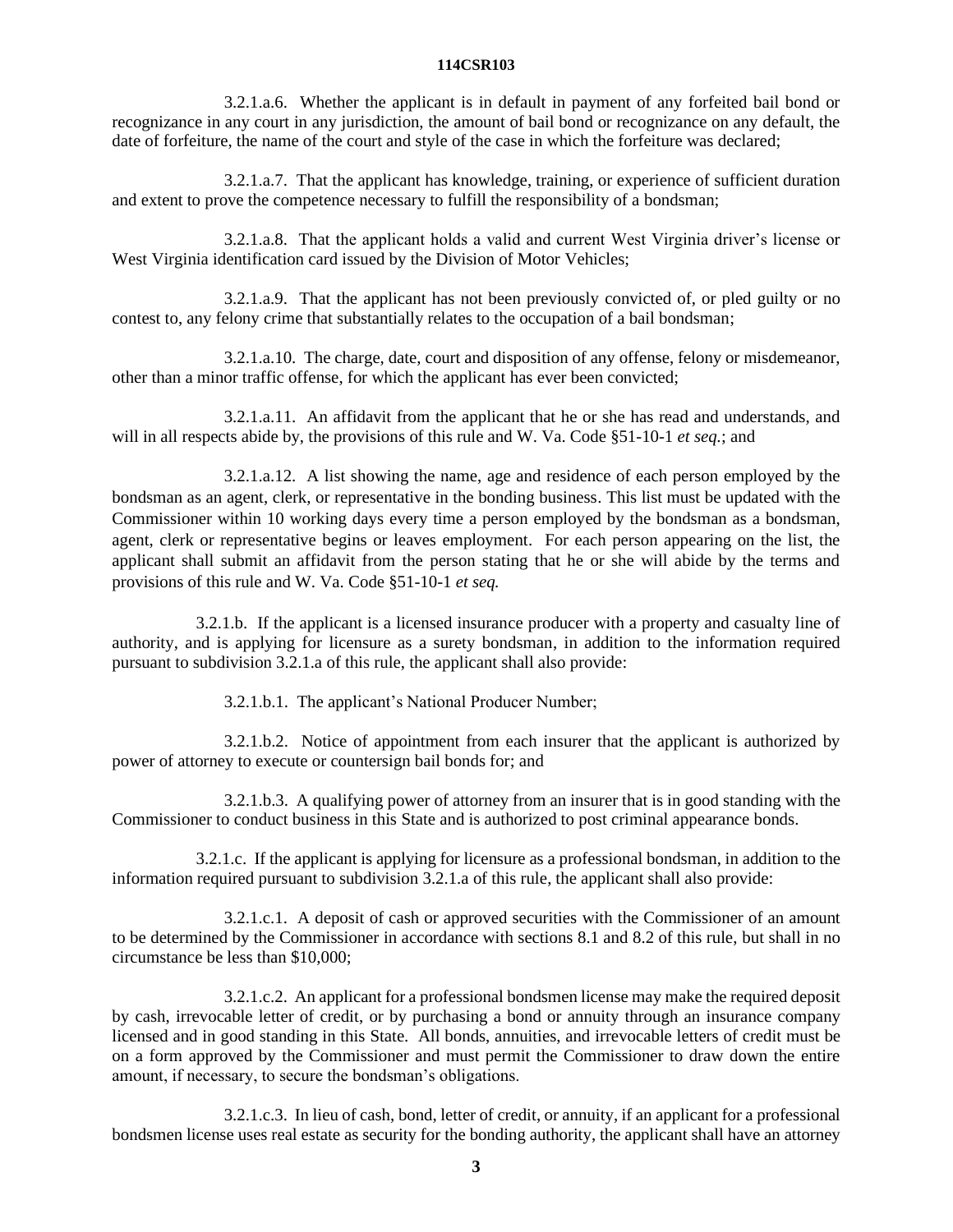3.2.1.a.6. Whether the applicant is in default in payment of any forfeited bail bond or recognizance in any court in any jurisdiction, the amount of bail bond or recognizance on any default, the date of forfeiture, the name of the court and style of the case in which the forfeiture was declared;

3.2.1.a.7. That the applicant has knowledge, training, or experience of sufficient duration and extent to prove the competence necessary to fulfill the responsibility of a bondsman;

3.2.1.a.8. That the applicant holds a valid and current West Virginia driver's license or West Virginia identification card issued by the Division of Motor Vehicles;

3.2.1.a.9. That the applicant has not been previously convicted of, or pled guilty or no contest to, any felony crime that substantially relates to the occupation of a bail bondsman;

3.2.1.a.10. The charge, date, court and disposition of any offense, felony or misdemeanor, other than a minor traffic offense, for which the applicant has ever been convicted;

3.2.1.a.11. An affidavit from the applicant that he or she has read and understands, and will in all respects abide by, the provisions of this rule and W. Va. Code §51-10-1 *et seq.*; and

3.2.1.a.12. A list showing the name, age and residence of each person employed by the bondsman as an agent, clerk, or representative in the bonding business. This list must be updated with the Commissioner within 10 working days every time a person employed by the bondsman as a bondsman, agent, clerk or representative begins or leaves employment. For each person appearing on the list, the applicant shall submit an affidavit from the person stating that he or she will abide by the terms and provisions of this rule and W. Va. Code §51-10-1 *et seq.*

3.2.1.b. If the applicant is a licensed insurance producer with a property and casualty line of authority, and is applying for licensure as a surety bondsman, in addition to the information required pursuant to subdivision 3.2.1.a of this rule, the applicant shall also provide:

3.2.1.b.1. The applicant's National Producer Number;

3.2.1.b.2. Notice of appointment from each insurer that the applicant is authorized by power of attorney to execute or countersign bail bonds for; and

3.2.1.b.3. A qualifying power of attorney from an insurer that is in good standing with the Commissioner to conduct business in this State and is authorized to post criminal appearance bonds.

3.2.1.c. If the applicant is applying for licensure as a professional bondsman, in addition to the information required pursuant to subdivision 3.2.1.a of this rule, the applicant shall also provide:

3.2.1.c.1. A deposit of cash or approved securities with the Commissioner of an amount to be determined by the Commissioner in accordance with sections 8.1 and 8.2 of this rule, but shall in no circumstance be less than $10,000;

3.2.1.c.2. An applicant for a professional bondsmen license may make the required deposit by cash, irrevocable letter of credit, or by purchasing a bond or annuity through an insurance company licensed and in good standing in this State. All bonds, annuities, and irrevocable letters of credit must be on a form approved by the Commissioner and must permit the Commissioner to draw down the entire amount, if necessary, to secure the bondsman's obligations.

3.2.1.c.3. In lieu of cash, bond, letter of credit, or annuity, if an applicant for a professional bondsmen license uses real estate as security for the bonding authority, the applicant shall have an attorney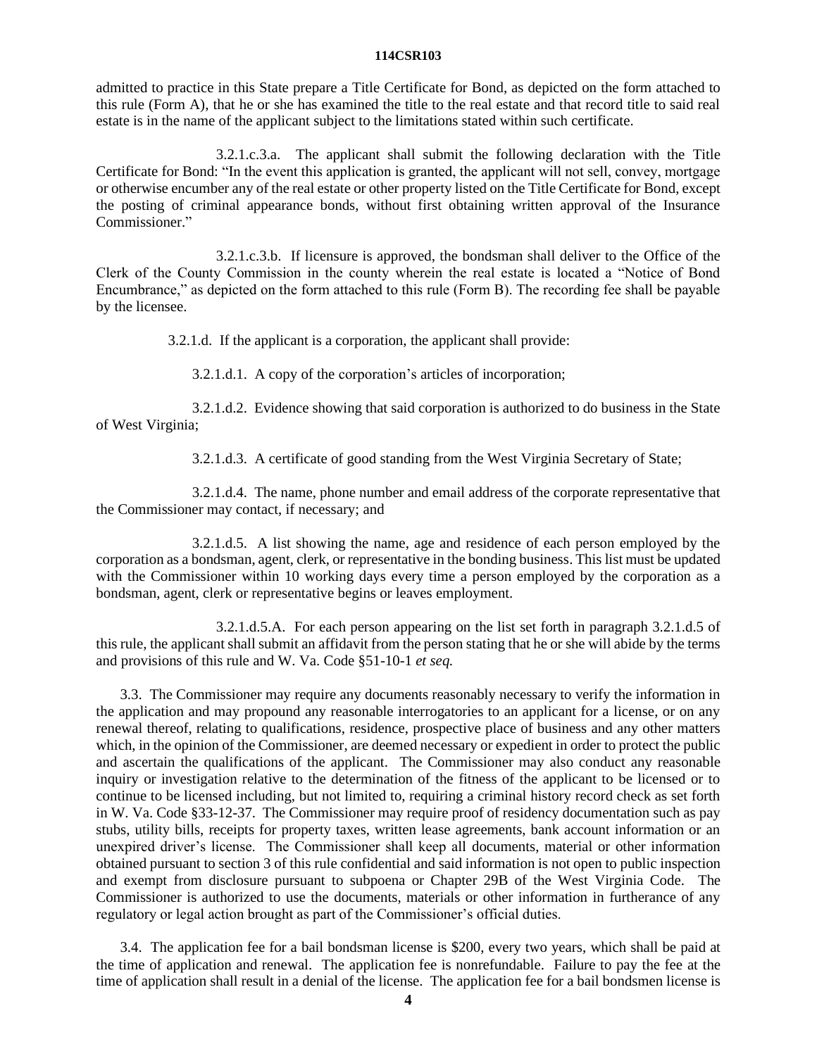admitted to practice in this State prepare a Title Certificate for Bond, as depicted on the form attached to this rule (Form A), that he or she has examined the title to the real estate and that record title to said real estate is in the name of the applicant subject to the limitations stated within such certificate.

3.2.1.c.3.a. The applicant shall submit the following declaration with the Title Certificate for Bond: "In the event this application is granted, the applicant will not sell, convey, mortgage or otherwise encumber any of the real estate or other property listed on the Title Certificate for Bond, except the posting of criminal appearance bonds, without first obtaining written approval of the Insurance Commissioner."

3.2.1.c.3.b. If licensure is approved, the bondsman shall deliver to the Office of the Clerk of the County Commission in the county wherein the real estate is located a "Notice of Bond Encumbrance," as depicted on the form attached to this rule (Form B). The recording fee shall be payable by the licensee.

3.2.1.d. If the applicant is a corporation, the applicant shall provide:

3.2.1.d.1. A copy of the corporation's articles of incorporation;

3.2.1.d.2. Evidence showing that said corporation is authorized to do business in the State of West Virginia;

3.2.1.d.3. A certificate of good standing from the West Virginia Secretary of State;

3.2.1.d.4. The name, phone number and email address of the corporate representative that the Commissioner may contact, if necessary; and

3.2.1.d.5. A list showing the name, age and residence of each person employed by the corporation as a bondsman, agent, clerk, or representative in the bonding business. This list must be updated with the Commissioner within 10 working days every time a person employed by the corporation as a bondsman, agent, clerk or representative begins or leaves employment.

3.2.1.d.5.A. For each person appearing on the list set forth in paragraph 3.2.1.d.5 of this rule, the applicant shall submit an affidavit from the person stating that he or she will abide by the terms and provisions of this rule and W. Va. Code §51-10-1 *et seq.*

3.3. The Commissioner may require any documents reasonably necessary to verify the information in the application and may propound any reasonable interrogatories to an applicant for a license, or on any renewal thereof, relating to qualifications, residence, prospective place of business and any other matters which, in the opinion of the Commissioner, are deemed necessary or expedient in order to protect the public and ascertain the qualifications of the applicant. The Commissioner may also conduct any reasonable inquiry or investigation relative to the determination of the fitness of the applicant to be licensed or to continue to be licensed including, but not limited to, requiring a criminal history record check as set forth in W. Va. Code §33-12-37. The Commissioner may require proof of residency documentation such as pay stubs, utility bills, receipts for property taxes, written lease agreements, bank account information or an unexpired driver's license. The Commissioner shall keep all documents, material or other information obtained pursuant to section 3 of this rule confidential and said information is not open to public inspection and exempt from disclosure pursuant to subpoena or Chapter 29B of the West Virginia Code. The Commissioner is authorized to use the documents, materials or other information in furtherance of any regulatory or legal action brought as part of the Commissioner's official duties.

3.4. The application fee for a bail bondsman license is $200, every two years, which shall be paid at the time of application and renewal. The application fee is nonrefundable. Failure to pay the fee at the time of application shall result in a denial of the license. The application fee for a bail bondsmen license is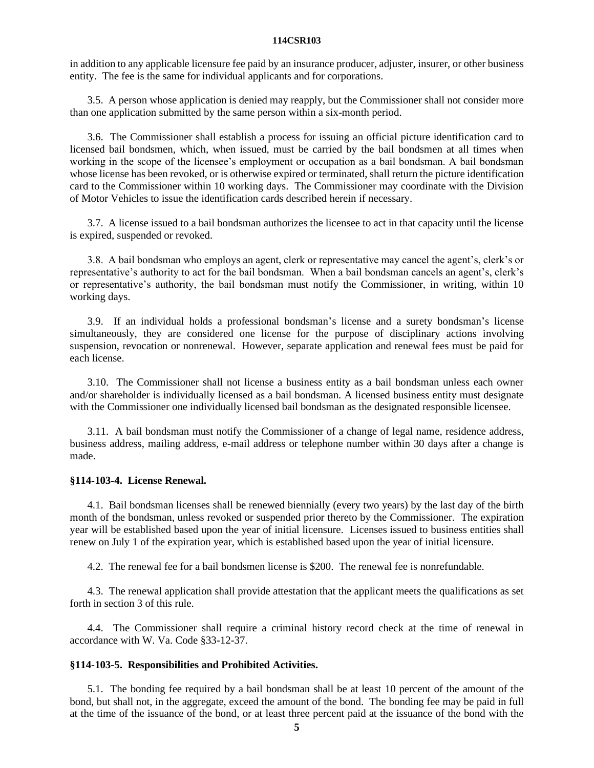in addition to any applicable licensure fee paid by an insurance producer, adjuster, insurer, or other business entity. The fee is the same for individual applicants and for corporations.

3.5. A person whose application is denied may reapply, but the Commissioner shall not consider more than one application submitted by the same person within a six-month period.

3.6. The Commissioner shall establish a process for issuing an official picture identification card to licensed bail bondsmen, which, when issued, must be carried by the bail bondsmen at all times when working in the scope of the licensee's employment or occupation as a bail bondsman. A bail bondsman whose license has been revoked, or is otherwise expired or terminated, shall return the picture identification card to the Commissioner within 10 working days. The Commissioner may coordinate with the Division of Motor Vehicles to issue the identification cards described herein if necessary.

3.7. A license issued to a bail bondsman authorizes the licensee to act in that capacity until the license is expired, suspended or revoked.

3.8. A bail bondsman who employs an agent, clerk or representative may cancel the agent's, clerk's or representative's authority to act for the bail bondsman. When a bail bondsman cancels an agent's, clerk's or representative's authority, the bail bondsman must notify the Commissioner, in writing, within 10 working days.

3.9. If an individual holds a professional bondsman's license and a surety bondsman's license simultaneously, they are considered one license for the purpose of disciplinary actions involving suspension, revocation or nonrenewal. However, separate application and renewal fees must be paid for each license.

3.10. The Commissioner shall not license a business entity as a bail bondsman unless each owner and/or shareholder is individually licensed as a bail bondsman. A licensed business entity must designate with the Commissioner one individually licensed bail bondsman as the designated responsible licensee.

3.11. A bail bondsman must notify the Commissioner of a change of legal name, residence address, business address, mailing address, e-mail address or telephone number within 30 days after a change is made.

**§114-103-4. License Renewal.**

4.1. Bail bondsman licenses shall be renewed biennially (every two years) by the last day of the birth month of the bondsman, unless revoked or suspended prior thereto by the Commissioner. The expiration year will be established based upon the year of initial licensure. Licenses issued to business entities shall renew on July 1 of the expiration year, which is established based upon the year of initial licensure.

4.2. The renewal fee for a bail bondsmen license is $200. The renewal fee is nonrefundable.

4.3. The renewal application shall provide attestation that the applicant meets the qualifications as set forth in section 3 of this rule.

4.4. The Commissioner shall require a criminal history record check at the time of renewal in accordance with W. Va. Code §33-12-37.

**§114-103-5. Responsibilities and Prohibited Activities.**

5.1. The bonding fee required by a bail bondsman shall be at least 10 percent of the amount of the bond, but shall not, in the aggregate, exceed the amount of the bond. The bonding fee may be paid in full at the time of the issuance of the bond, or at least three percent paid at the issuance of the bond with the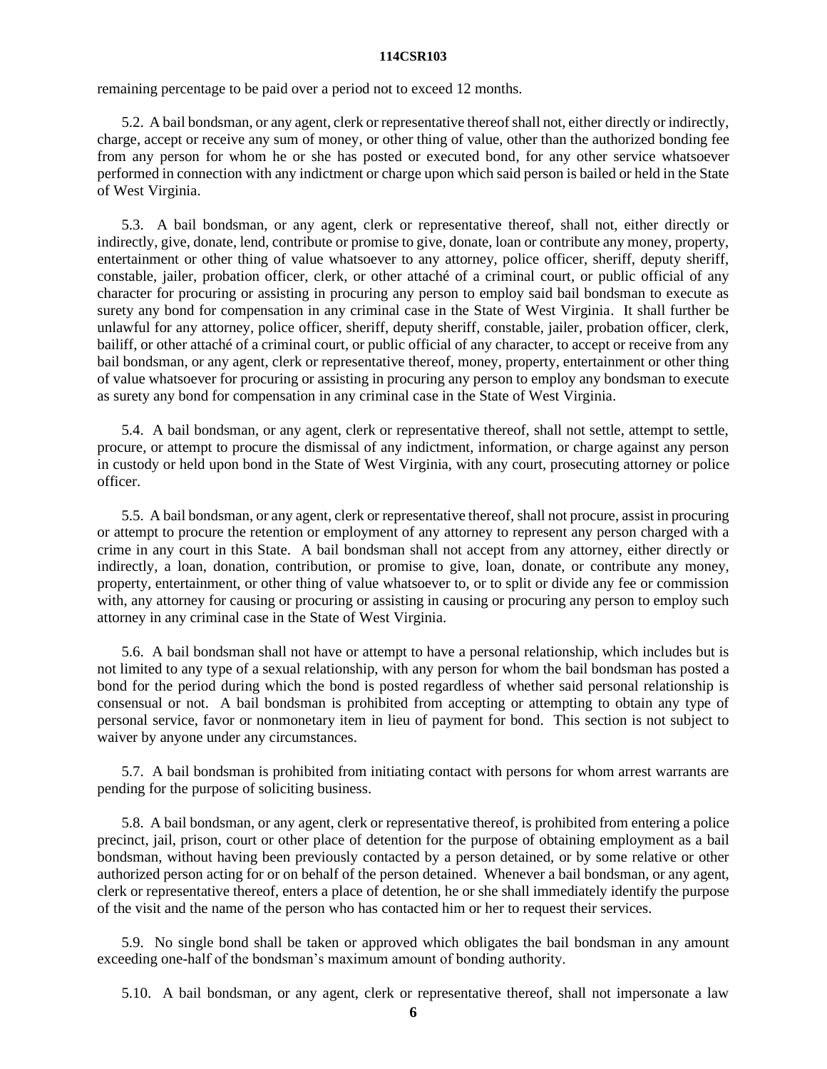remaining percentage to be paid over a period not to exceed 12 months.

5.2. A bail bondsman, or any agent, clerk or representative thereof shall not, either directly or indirectly, charge, accept or receive any sum of money, or other thing of value, other than the authorized bonding fee from any person for whom he or she has posted or executed bond, for any other service whatsoever performed in connection with any indictment or charge upon which said person is bailed or held in the State of West Virginia.

5.3. A bail bondsman, or any agent, clerk or representative thereof, shall not, either directly or indirectly, give, donate, lend, contribute or promise to give, donate, loan or contribute any money, property, entertainment or other thing of value whatsoever to any attorney, police officer, sheriff, deputy sheriff, constable, jailer, probation officer, clerk, or other attaché of a criminal court, or public official of any character for procuring or assisting in procuring any person to employ said bail bondsman to execute as surety any bond for compensation in any criminal case in the State of West Virginia. It shall further be unlawful for any attorney, police officer, sheriff, deputy sheriff, constable, jailer, probation officer, clerk, bailiff, or other attaché of a criminal court, or public official of any character, to accept or receive from any bail bondsman, or any agent, clerk or representative thereof, money, property, entertainment or other thing of value whatsoever for procuring or assisting in procuring any person to employ any bondsman to execute as surety any bond for compensation in any criminal case in the State of West Virginia.

5.4. A bail bondsman, or any agent, clerk or representative thereof, shall not settle, attempt to settle, procure, or attempt to procure the dismissal of any indictment, information, or charge against any person in custody or held upon bond in the State of West Virginia, with any court, prosecuting attorney or police officer.

5.5. A bail bondsman, or any agent, clerk or representative thereof, shall not procure, assist in procuring or attempt to procure the retention or employment of any attorney to represent any person charged with a crime in any court in this State. A bail bondsman shall not accept from any attorney, either directly or indirectly, a loan, donation, contribution, or promise to give, loan, donate, or contribute any money, property, entertainment, or other thing of value whatsoever to, or to split or divide any fee or commission with, any attorney for causing or procuring or assisting in causing or procuring any person to employ such attorney in any criminal case in the State of West Virginia.

5.6. A bail bondsman shall not have or attempt to have a personal relationship, which includes but is not limited to any type of a sexual relationship, with any person for whom the bail bondsman has posted a bond for the period during which the bond is posted regardless of whether said personal relationship is consensual or not. A bail bondsman is prohibited from accepting or attempting to obtain any type of personal service, favor or nonmonetary item in lieu of payment for bond. This section is not subject to waiver by anyone under any circumstances.

5.7. A bail bondsman is prohibited from initiating contact with persons for whom arrest warrants are pending for the purpose of soliciting business.

5.8. A bail bondsman, or any agent, clerk or representative thereof, is prohibited from entering a police precinct, jail, prison, court or other place of detention for the purpose of obtaining employment as a bail bondsman, without having been previously contacted by a person detained, or by some relative or other authorized person acting for or on behalf of the person detained. Whenever a bail bondsman, or any agent, clerk or representative thereof, enters a place of detention, he or she shall immediately identify the purpose of the visit and the name of the person who has contacted him or her to request their services.

5.9. No single bond shall be taken or approved which obligates the bail bondsman in any amount exceeding one-half of the bondsman's maximum amount of bonding authority.

5.10. A bail bondsman, or any agent, clerk or representative thereof, shall not impersonate a law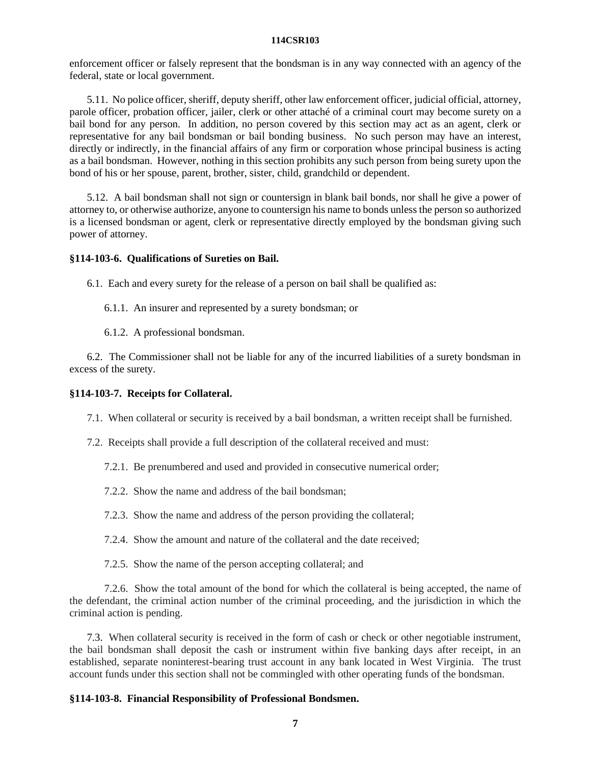enforcement officer or falsely represent that the bondsman is in any way connected with an agency of the federal, state or local government.

5.11. No police officer, sheriff, deputy sheriff, other law enforcement officer, judicial official, attorney, parole officer, probation officer, jailer, clerk or other attaché of a criminal court may become surety on a bail bond for any person. In addition, no person covered by this section may act as an agent, clerk or representative for any bail bondsman or bail bonding business. No such person may have an interest, directly or indirectly, in the financial affairs of any firm or corporation whose principal business is acting as a bail bondsman. However, nothing in this section prohibits any such person from being surety upon the bond of his or her spouse, parent, brother, sister, child, grandchild or dependent.

5.12. A bail bondsman shall not sign or countersign in blank bail bonds, nor shall he give a power of attorney to, or otherwise authorize, anyone to countersign his name to bonds unless the person so authorized is a licensed bondsman or agent, clerk or representative directly employed by the bondsman giving such power of attorney.

### §114-103-6. Qualifications of Sureties on Bail.

6.1. Each and every surety for the release of a person on bail shall be qualified as:

6.1.1. An insurer and represented by a surety bondsman; or

6.1.2. A professional bondsman.

6.2. The Commissioner shall not be liable for any of the incurred liabilities of a surety bondsman in excess of the surety.

### §114-103-7. Receipts for Collateral.

7.1. When collateral or security is received by a bail bondsman, a written receipt shall be furnished.

7.2. Receipts shall provide a full description of the collateral received and must:

7.2.1. Be prenumbered and used and provided in consecutive numerical order;

7.2.2. Show the name and address of the bail bondsman;

7.2.3. Show the name and address of the person providing the collateral;

7.2.4. Show the amount and nature of the collateral and the date received;

7.2.5. Show the name of the person accepting collateral; and

7.2.6. Show the total amount of the bond for which the collateral is being accepted, the name of the defendant, the criminal action number of the criminal proceeding, and the jurisdiction in which the criminal action is pending.

7.3. When collateral security is received in the form of cash or check or other negotiable instrument, the bail bondsman shall deposit the cash or instrument within five banking days after receipt, in an established, separate noninterest-bearing trust account in any bank located in West Virginia. The trust account funds under this section shall not be commingled with other operating funds of the bondsman.

### §114-103-8. Financial Responsibility of Professional Bondsmen.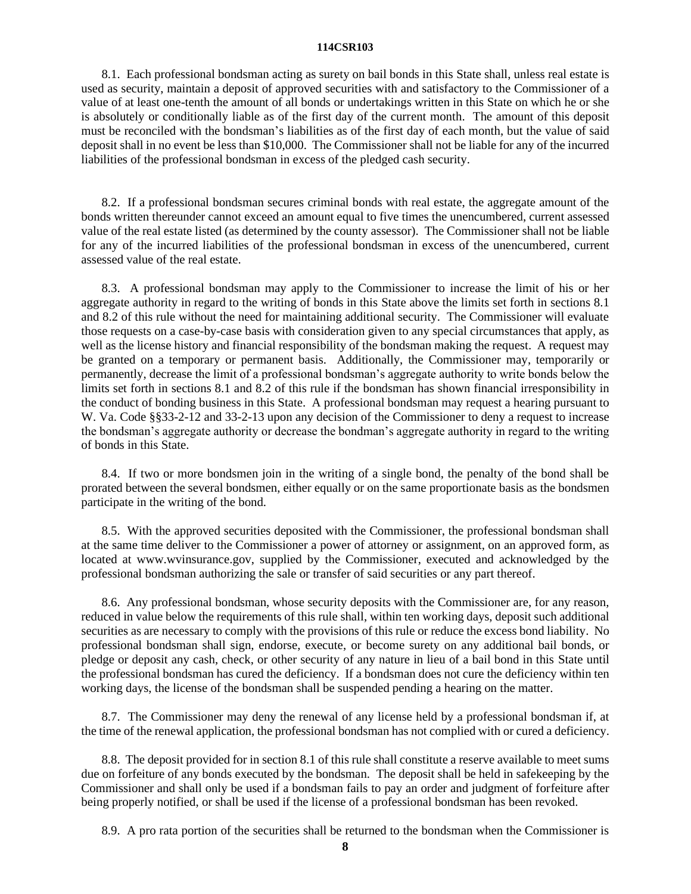8.1. Each professional bondsman acting as surety on bail bonds in this State shall, unless real estate is used as security, maintain a deposit of approved securities with and satisfactory to the Commissioner of a value of at least one-tenth the amount of all bonds or undertakings written in this State on which he or she is absolutely or conditionally liable as of the first day of the current month. The amount of this deposit must be reconciled with the bondsman's liabilities as of the first day of each month, but the value of said deposit shall in no event be less than $10,000. The Commissioner shall not be liable for any of the incurred liabilities of the professional bondsman in excess of the pledged cash security.

8.2. If a professional bondsman secures criminal bonds with real estate, the aggregate amount of the bonds written thereunder cannot exceed an amount equal to five times the unencumbered, current assessed value of the real estate listed (as determined by the county assessor). The Commissioner shall not be liable for any of the incurred liabilities of the professional bondsman in excess of the unencumbered, current assessed value of the real estate.

8.3. A professional bondsman may apply to the Commissioner to increase the limit of his or her aggregate authority in regard to the writing of bonds in this State above the limits set forth in sections 8.1 and 8.2 of this rule without the need for maintaining additional security. The Commissioner will evaluate those requests on a case-by-case basis with consideration given to any special circumstances that apply, as well as the license history and financial responsibility of the bondsman making the request. A request may be granted on a temporary or permanent basis. Additionally, the Commissioner may, temporarily or permanently, decrease the limit of a professional bondsman's aggregate authority to write bonds below the limits set forth in sections 8.1 and 8.2 of this rule if the bondsman has shown financial irresponsibility in the conduct of bonding business in this State. A professional bondsman may request a hearing pursuant to W. Va. Code §§33-2-12 and 33-2-13 upon any decision of the Commissioner to deny a request to increase the bondsman's aggregate authority or decrease the bondman's aggregate authority in regard to the writing of bonds in this State.

8.4. If two or more bondsmen join in the writing of a single bond, the penalty of the bond shall be prorated between the several bondsmen, either equally or on the same proportionate basis as the bondsmen participate in the writing of the bond.

8.5. With the approved securities deposited with the Commissioner, the professional bondsman shall at the same time deliver to the Commissioner a power of attorney or assignment, on an approved form, as located at www.wvinsurance.gov, supplied by the Commissioner, executed and acknowledged by the professional bondsman authorizing the sale or transfer of said securities or any part thereof.

8.6. Any professional bondsman, whose security deposits with the Commissioner are, for any reason, reduced in value below the requirements of this rule shall, within ten working days, deposit such additional securities as are necessary to comply with the provisions of this rule or reduce the excess bond liability. No professional bondsman shall sign, endorse, execute, or become surety on any additional bail bonds, or pledge or deposit any cash, check, or other security of any nature in lieu of a bail bond in this State until the professional bondsman has cured the deficiency. If a bondsman does not cure the deficiency within ten working days, the license of the bondsman shall be suspended pending a hearing on the matter.

8.7. The Commissioner may deny the renewal of any license held by a professional bondsman if, at the time of the renewal application, the professional bondsman has not complied with or cured a deficiency.

8.8. The deposit provided for in section 8.1 of this rule shall constitute a reserve available to meet sums due on forfeiture of any bonds executed by the bondsman. The deposit shall be held in safekeeping by the Commissioner and shall only be used if a bondsman fails to pay an order and judgment of forfeiture after being properly notified, or shall be used if the license of a professional bondsman has been revoked.

8.9. A pro rata portion of the securities shall be returned to the bondsman when the Commissioner is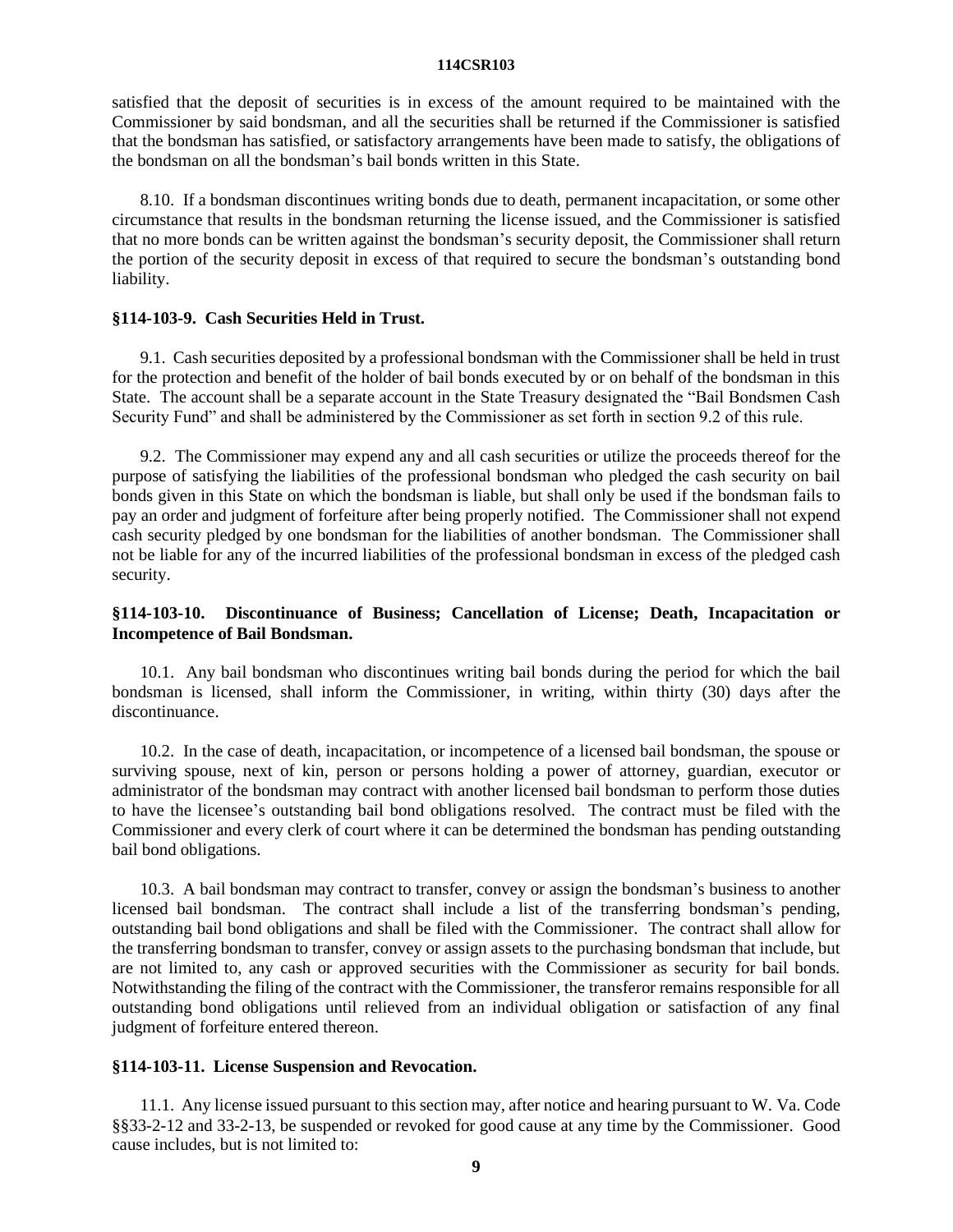satisfied that the deposit of securities is in excess of the amount required to be maintained with the Commissioner by said bondsman, and all the securities shall be returned if the Commissioner is satisfied that the bondsman has satisfied, or satisfactory arrangements have been made to satisfy, the obligations of the bondsman on all the bondsman's bail bonds written in this State.

8.10. If a bondsman discontinues writing bonds due to death, permanent incapacitation, or some other circumstance that results in the bondsman returning the license issued, and the Commissioner is satisfied that no more bonds can be written against the bondsman's security deposit, the Commissioner shall return the portion of the security deposit in excess of that required to secure the bondsman's outstanding bond liability.

### §114-103-9. Cash Securities Held in Trust.

9.1. Cash securities deposited by a professional bondsman with the Commissioner shall be held in trust for the protection and benefit of the holder of bail bonds executed by or on behalf of the bondsman in this State. The account shall be a separate account in the State Treasury designated the "Bail Bondsmen Cash Security Fund" and shall be administered by the Commissioner as set forth in section 9.2 of this rule.

9.2. The Commissioner may expend any and all cash securities or utilize the proceeds thereof for the purpose of satisfying the liabilities of the professional bondsman who pledged the cash security on bail bonds given in this State on which the bondsman is liable, but shall only be used if the bondsman fails to pay an order and judgment of forfeiture after being properly notified. The Commissioner shall not expend cash security pledged by one bondsman for the liabilities of another bondsman. The Commissioner shall not be liable for any of the incurred liabilities of the professional bondsman in excess of the pledged cash security.

### §114-103-10. Discontinuance of Business; Cancellation of License; Death, Incapacitation or Incompetence of Bail Bondsman.

10.1. Any bail bondsman who discontinues writing bail bonds during the period for which the bail bondsman is licensed, shall inform the Commissioner, in writing, within thirty (30) days after the discontinuance.

10.2. In the case of death, incapacitation, or incompetence of a licensed bail bondsman, the spouse or surviving spouse, next of kin, person or persons holding a power of attorney, guardian, executor or administrator of the bondsman may contract with another licensed bail bondsman to perform those duties to have the licensee's outstanding bail bond obligations resolved. The contract must be filed with the Commissioner and every clerk of court where it can be determined the bondsman has pending outstanding bail bond obligations.

10.3. A bail bondsman may contract to transfer, convey or assign the bondsman's business to another licensed bail bondsman. The contract shall include a list of the transferring bondsman's pending, outstanding bail bond obligations and shall be filed with the Commissioner. The contract shall allow for the transferring bondsman to transfer, convey or assign assets to the purchasing bondsman that include, but are not limited to, any cash or approved securities with the Commissioner as security for bail bonds. Notwithstanding the filing of the contract with the Commissioner, the transferor remains responsible for all outstanding bond obligations until relieved from an individual obligation or satisfaction of any final judgment of forfeiture entered thereon.

### §114-103-11. License Suspension and Revocation.

11.1. Any license issued pursuant to this section may, after notice and hearing pursuant to W. Va. Code §§33-2-12 and 33-2-13, be suspended or revoked for good cause at any time by the Commissioner. Good cause includes, but is not limited to: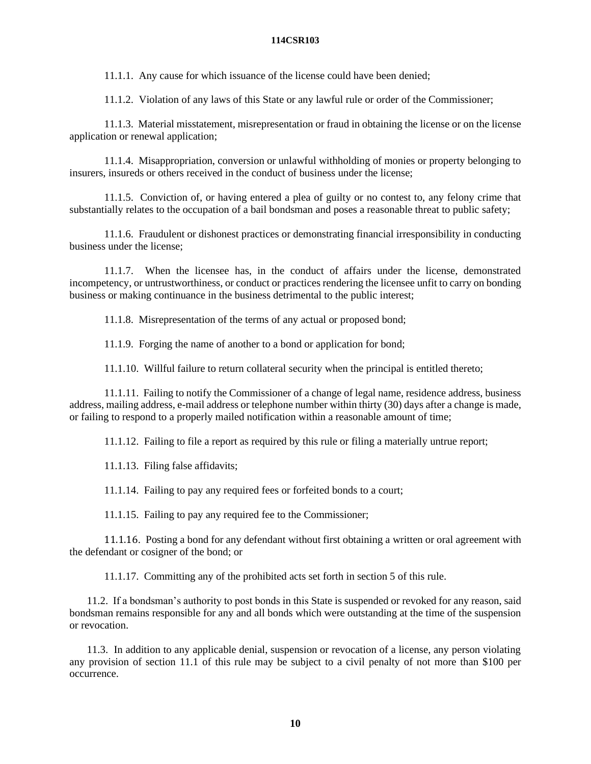11.1.1. Any cause for which issuance of the license could have been denied;

11.1.2. Violation of any laws of this State or any lawful rule or order of the Commissioner;

11.1.3. Material misstatement, misrepresentation or fraud in obtaining the license or on the license application or renewal application;

11.1.4. Misappropriation, conversion or unlawful withholding of monies or property belonging to insurers, insureds or others received in the conduct of business under the license;

11.1.5. Conviction of, or having entered a plea of guilty or no contest to, any felony crime that substantially relates to the occupation of a bail bondsman and poses a reasonable threat to public safety;

11.1.6. Fraudulent or dishonest practices or demonstrating financial irresponsibility in conducting business under the license;

11.1.7. When the licensee has, in the conduct of affairs under the license, demonstrated incompetency, or untrustworthiness, or conduct or practices rendering the licensee unfit to carry on bonding business or making continuance in the business detrimental to the public interest;

11.1.8. Misrepresentation of the terms of any actual or proposed bond;

11.1.9. Forging the name of another to a bond or application for bond;

11.1.10. Willful failure to return collateral security when the principal is entitled thereto;

11.1.11. Failing to notify the Commissioner of a change of legal name, residence address, business address, mailing address, e-mail address or telephone number within thirty (30) days after a change is made, or failing to respond to a properly mailed notification within a reasonable amount of time;

11.1.12. Failing to file a report as required by this rule or filing a materially untrue report;

11.1.13. Filing false affidavits;

11.1.14. Failing to pay any required fees or forfeited bonds to a court;

11.1.15. Failing to pay any required fee to the Commissioner;

11.1.16. Posting a bond for any defendant without first obtaining a written or oral agreement with the defendant or cosigner of the bond; or

11.1.17. Committing any of the prohibited acts set forth in section 5 of this rule.

11.2. If a bondsman's authority to post bonds in this State is suspended or revoked for any reason, said bondsman remains responsible for any and all bonds which were outstanding at the time of the suspension or revocation.

11.3. In addition to any applicable denial, suspension or revocation of a license, any person violating any provision of section 11.1 of this rule may be subject to a civil penalty of not more than $100 per occurrence.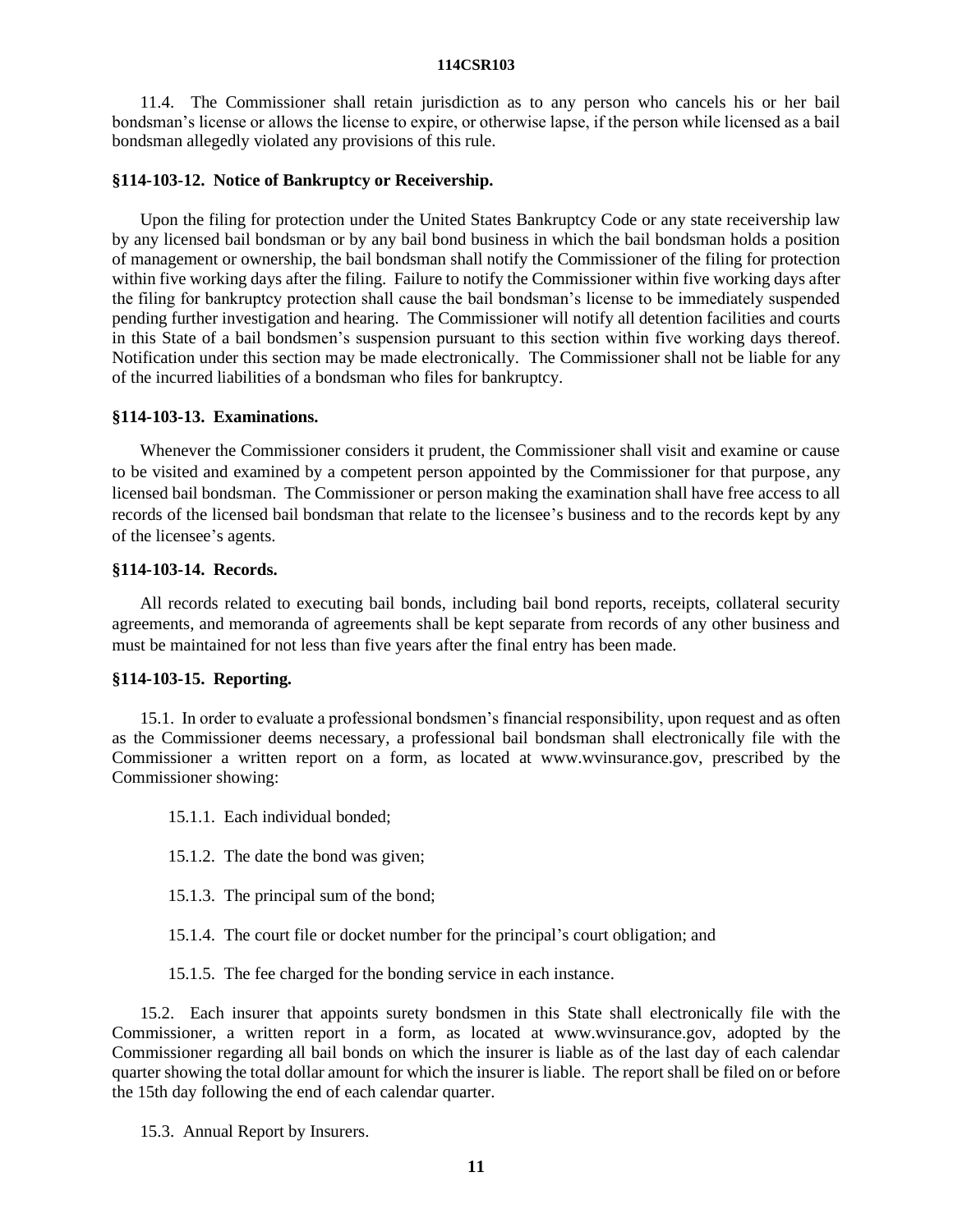11.4. The Commissioner shall retain jurisdiction as to any person who cancels his or her bail bondsman's license or allows the license to expire, or otherwise lapse, if the person while licensed as a bail bondsman allegedly violated any provisions of this rule.

### §114-103-12. Notice of Bankruptcy or Receivership.

Upon the filing for protection under the United States Bankruptcy Code or any state receivership law by any licensed bail bondsman or by any bail bond business in which the bail bondsman holds a position of management or ownership, the bail bondsman shall notify the Commissioner of the filing for protection within five working days after the filing. Failure to notify the Commissioner within five working days after the filing for bankruptcy protection shall cause the bail bondsman's license to be immediately suspended pending further investigation and hearing. The Commissioner will notify all detention facilities and courts in this State of a bail bondsmen's suspension pursuant to this section within five working days thereof. Notification under this section may be made electronically. The Commissioner shall not be liable for any of the incurred liabilities of a bondsman who files for bankruptcy.

### §114-103-13. Examinations.

Whenever the Commissioner considers it prudent, the Commissioner shall visit and examine or cause to be visited and examined by a competent person appointed by the Commissioner for that purpose, any licensed bail bondsman. The Commissioner or person making the examination shall have free access to all records of the licensed bail bondsman that relate to the licensee's business and to the records kept by any of the licensee's agents.

### §114-103-14. Records.

All records related to executing bail bonds, including bail bond reports, receipts, collateral security agreements, and memoranda of agreements shall be kept separate from records of any other business and must be maintained for not less than five years after the final entry has been made.

### §114-103-15. Reporting.

15.1. In order to evaluate a professional bondsmen's financial responsibility, upon request and as often as the Commissioner deems necessary, a professional bail bondsman shall electronically file with the Commissioner a written report on a form, as located at www.wvinsurance.gov, prescribed by the Commissioner showing:

15.1.1. Each individual bonded;

15.1.2. The date the bond was given;

15.1.3. The principal sum of the bond;

15.1.4. The court file or docket number for the principal's court obligation; and

15.1.5. The fee charged for the bonding service in each instance.

15.2. Each insurer that appoints surety bondsmen in this State shall electronically file with the Commissioner, a written report in a form, as located at www.wvinsurance.gov, adopted by the Commissioner regarding all bail bonds on which the insurer is liable as of the last day of each calendar quarter showing the total dollar amount for which the insurer is liable. The report shall be filed on or before the 15th day following the end of each calendar quarter.

15.3. Annual Report by Insurers.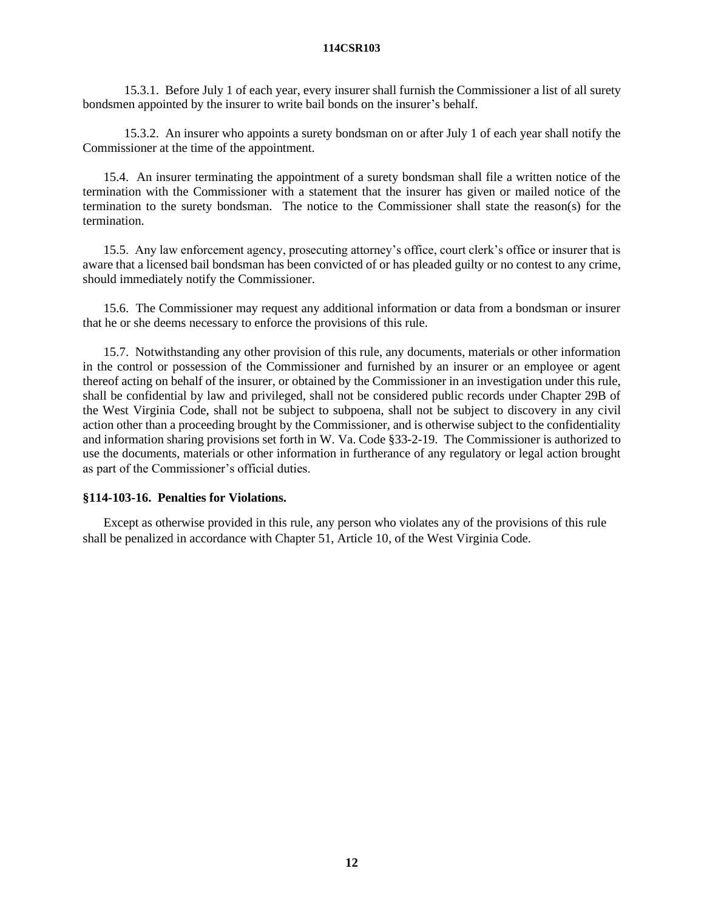15.3.1. Before July 1 of each year, every insurer shall furnish the Commissioner a list of all surety bondsmen appointed by the insurer to write bail bonds on the insurer's behalf.

15.3.2. An insurer who appoints a surety bondsman on or after July 1 of each year shall notify the Commissioner at the time of the appointment.

15.4. An insurer terminating the appointment of a surety bondsman shall file a written notice of the termination with the Commissioner with a statement that the insurer has given or mailed notice of the termination to the surety bondsman. The notice to the Commissioner shall state the reason(s) for the termination.

15.5. Any law enforcement agency, prosecuting attorney's office, court clerk's office or insurer that is aware that a licensed bail bondsman has been convicted of or has pleaded guilty or no contest to any crime, should immediately notify the Commissioner.

15.6. The Commissioner may request any additional information or data from a bondsman or insurer that he or she deems necessary to enforce the provisions of this rule.

15.7. Notwithstanding any other provision of this rule, any documents, materials or other information in the control or possession of the Commissioner and furnished by an insurer or an employee or agent thereof acting on behalf of the insurer, or obtained by the Commissioner in an investigation under this rule, shall be confidential by law and privileged, shall not be considered public records under Chapter 29B of the West Virginia Code, shall not be subject to subpoena, shall not be subject to discovery in any civil action other than a proceeding brought by the Commissioner, and is otherwise subject to the confidentiality and information sharing provisions set forth in W. Va. Code §33-2-19. The Commissioner is authorized to use the documents, materials or other information in furtherance of any regulatory or legal action brought as part of the Commissioner's official duties.

### §114-103-16. Penalties for Violations.

Except as otherwise provided in this rule, any person who violates any of the provisions of this rule shall be penalized in accordance with Chapter 51, Article 10, of the West Virginia Code.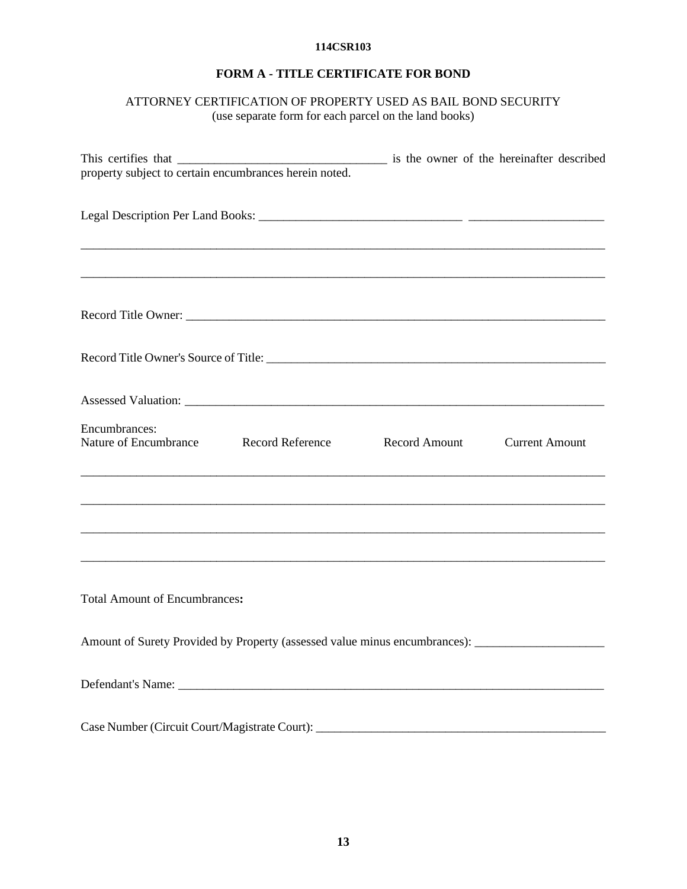## FORM A - TITLE CERTIFICATE FOR BOND

ATTORNEY CERTIFICATION OF PROPERTY USED AS BAIL BOND SECURITY
(use separate form for each parcel on the land books)

This certifies that _________________________________ is the owner of the hereinafter described property subject to certain encumbrances herein noted.

Legal Description Per Land Books: _________________________________ ______________________

_____________________________________________________________________________________

_____________________________________________________________________________________

Record Title Owner: ______________________________________________________________________

Record Title Owner's Source of Title: _______________________________________________________

Assessed Valuation: ______________________________________________________________________

Encumbrances:

| Nature of Encumbrance | Record Reference | Record Amount | Current Amount |
|---|---|---|---|
| | | | |
| | | | |
| | | | |
| | | | |

Total Amount of Encumbrances**:**

Amount of Surety Provided by Property (assessed value minus encumbrances): _____________________

Defendant's Name: _______________________________________________________________________

Case Number (Circuit Court/Magistrate Court): _________________________________________________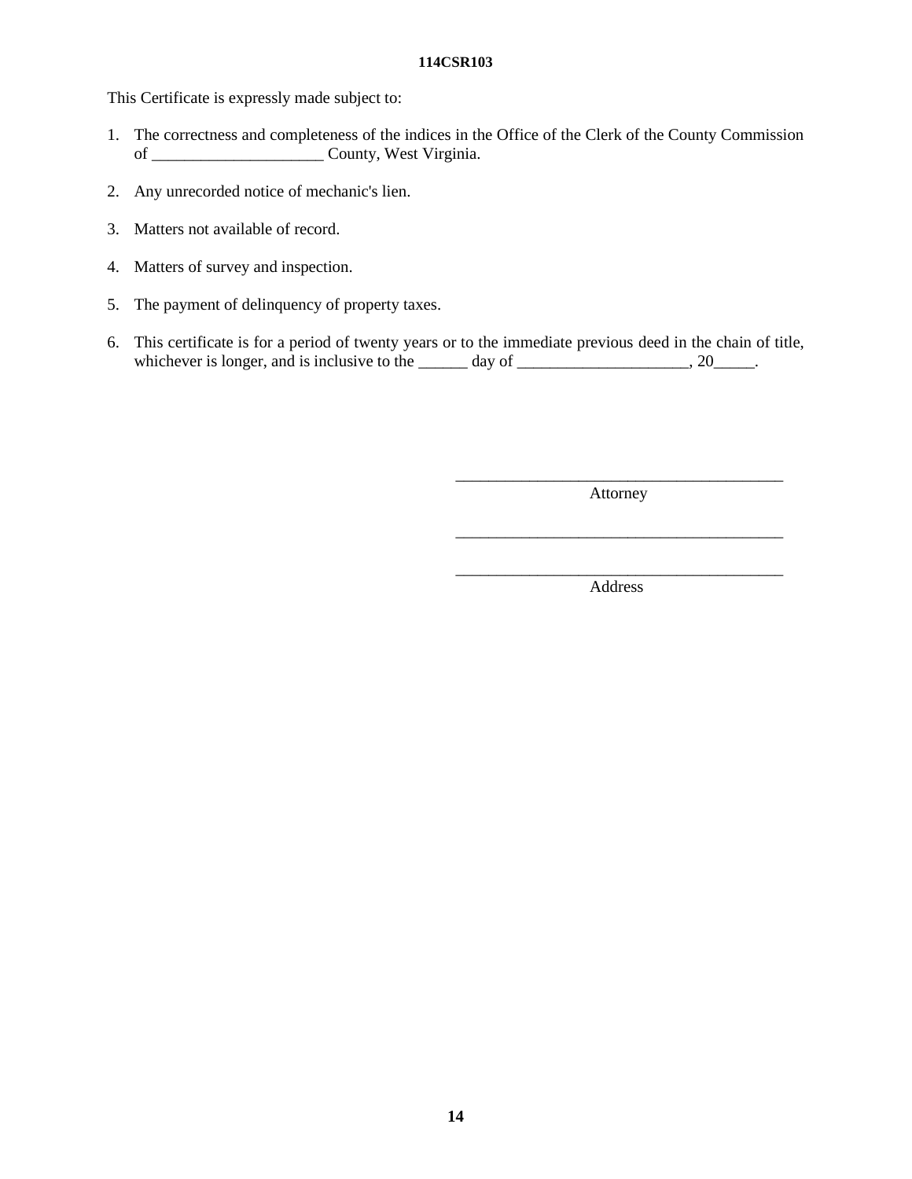This Certificate is expressly made subject to:

1. The correctness and completeness of the indices in the Office of the Clerk of the County Commission of ____________________ County, West Virginia.

2. Any unrecorded notice of mechanic's lien.

3. Matters not available of record.

4. Matters of survey and inspection.

5. The payment of delinquency of property taxes.

6. This certificate is for a period of twenty years or to the immediate previous deed in the chain of title, whichever is longer, and is inclusive to the ______ day of ____________________, 20_____.

_________________________________________
Attorney

_________________________________________

_________________________________________
Address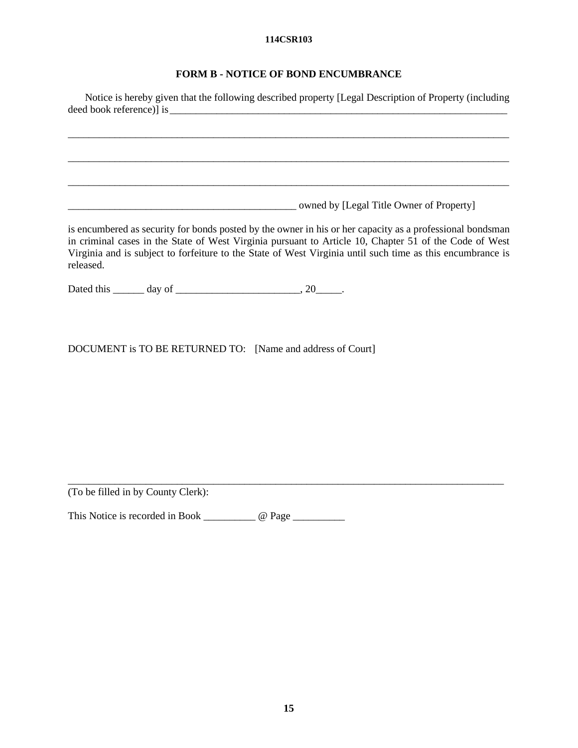# FORM B - NOTICE OF BOND ENCUMBRANCE

Notice is hereby given that the following described property [Legal Description of Property (including deed book reference)] is_____________________________________________________________________

_____________________________________________________________________________________

_____________________________________________________________________________________

_____________________________________________________________________________________

_____________________________________________ owned by [Legal Title Owner of Property]

is encumbered as security for bonds posted by the owner in his or her capacity as a professional bondsman in criminal cases in the State of West Virginia pursuant to Article 10, Chapter 51 of the Code of West Virginia and is subject to forfeiture to the State of West Virginia until such time as this encumbrance is released.

Dated this ______ day of ________________________, 20_____.

DOCUMENT is TO BE RETURNED TO: [Name and address of Court]

_____________________________________________________________________________________

(To be filled in by County Clerk):

This Notice is recorded in Book __________ @ Page __________